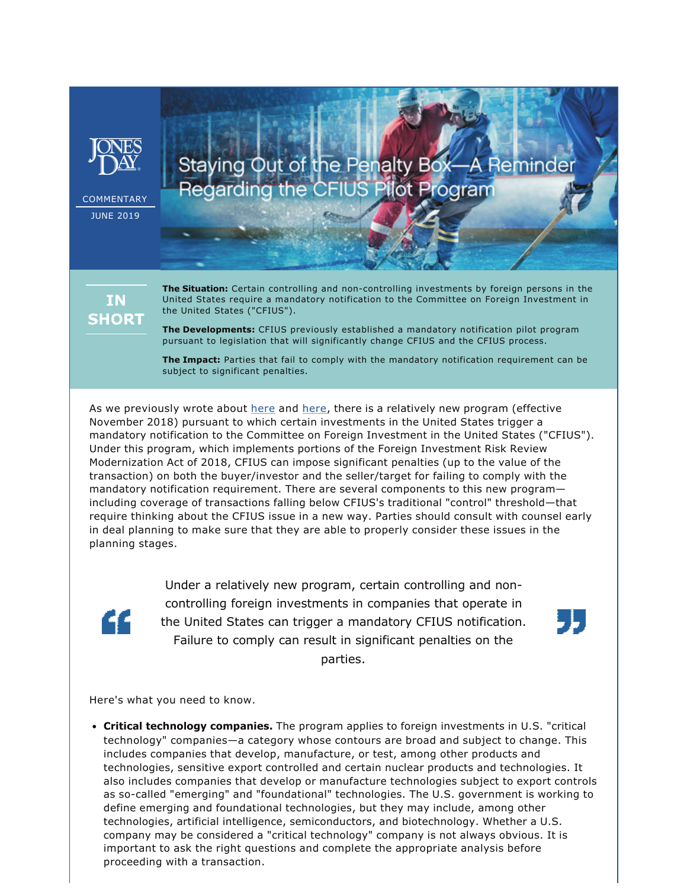JONES DAY

COMMENTARY

JUNE 2019

# Staying Out of the Penalty Box—A Reminder Regarding the CFIUS Pilot Program

**IN SHORT**

**The Situation:** Certain controlling and non-controlling investments by foreign persons in the United States require a mandatory notification to the Committee on Foreign Investment in the United States ("CFIUS").

**The Developments:** CFIUS previously established a mandatory notification pilot program pursuant to legislation that will significantly change CFIUS and the CFIUS process.

**The Impact:** Parties that fail to comply with the mandatory notification requirement can be subject to significant penalties.

As we previously wrote about here and here, there is a relatively new program (effective November 2018) pursuant to which certain investments in the United States trigger a mandatory notification to the Committee on Foreign Investment in the United States ("CFIUS"). Under this program, which implements portions of the Foreign Investment Risk Review Modernization Act of 2018, CFIUS can impose significant penalties (up to the value of the transaction) on both the buyer/investor and the seller/target for failing to comply with the mandatory notification requirement. There are several components to this new program—including coverage of transactions falling below CFIUS's traditional "control" threshold—that require thinking about the CFIUS issue in a new way. Parties should consult with counsel early in deal planning to make sure that they are able to properly consider these issues in the planning stages.

> Under a relatively new program, certain controlling and non-controlling foreign investments in companies that operate in the United States can trigger a mandatory CFIUS notification. Failure to comply can result in significant penalties on the parties.

Here's what you need to know.

- **Critical technology companies.** The program applies to foreign investments in U.S. "critical technology" companies—a category whose contours are broad and subject to change. This includes companies that develop, manufacture, or test, among other products and technologies, sensitive export controlled and certain nuclear products and technologies. It also includes companies that develop or manufacture technologies subject to export controls as so-called "emerging" and "foundational" technologies. The U.S. government is working to define emerging and foundational technologies, but they may include, among other technologies, artificial intelligence, semiconductors, and biotechnology. Whether a U.S. company may be considered a "critical technology" company is not always obvious. It is important to ask the right questions and complete the appropriate analysis before proceeding with a transaction.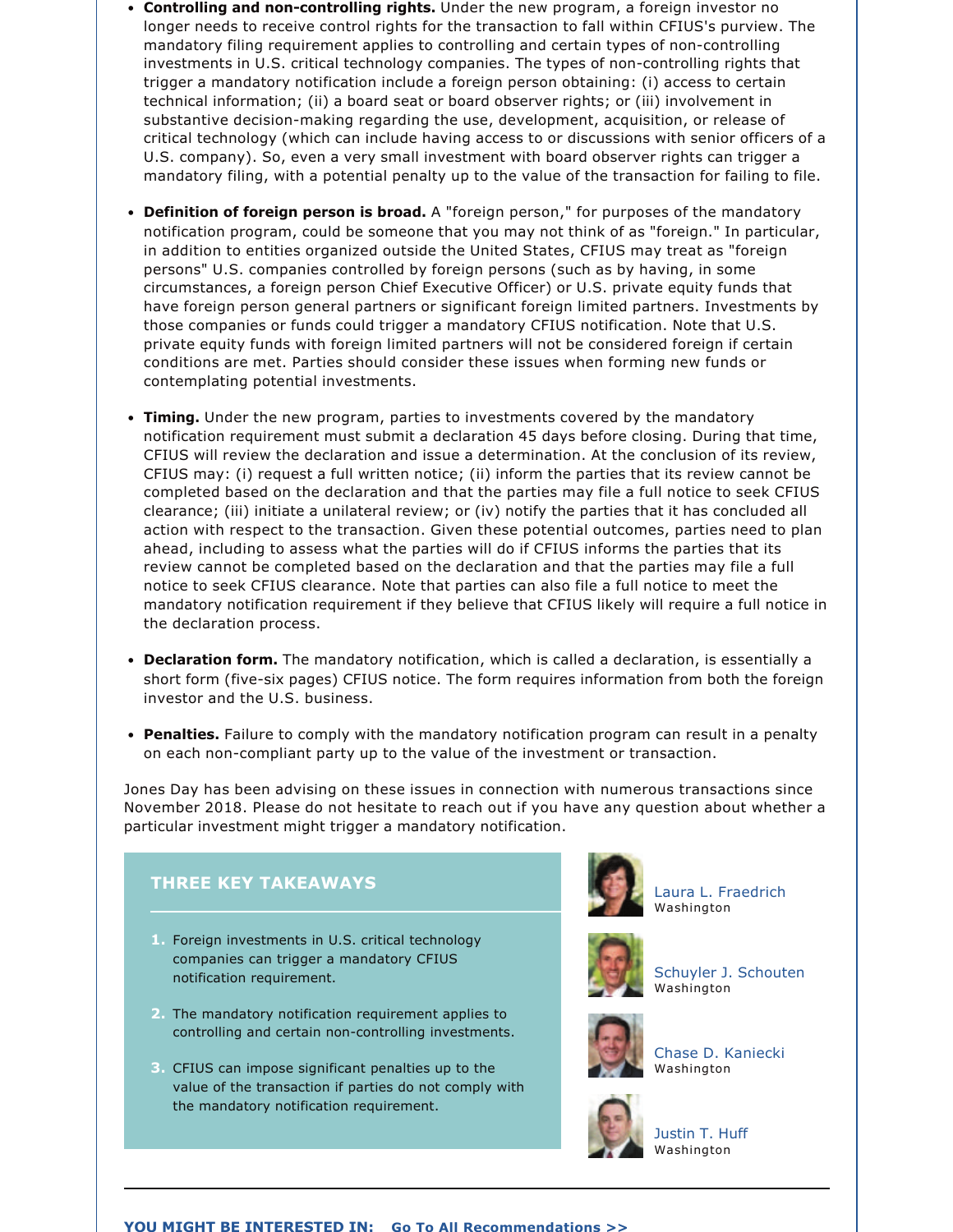- **Controlling and non-controlling rights.** Under the new program, a foreign investor no longer needs to receive control rights for the transaction to fall within CFIUS's purview. The mandatory filing requirement applies to controlling and certain types of non-controlling investments in U.S. critical technology companies. The types of non-controlling rights that trigger a mandatory notification include a foreign person obtaining: (i) access to certain technical information; (ii) a board seat or board observer rights; or (iii) involvement in substantive decision-making regarding the use, development, acquisition, or release of critical technology (which can include having access to or discussions with senior officers of a U.S. company). So, even a very small investment with board observer rights can trigger a mandatory filing, with a potential penalty up to the value of the transaction for failing to file.

- **Definition of foreign person is broad.** A "foreign person," for purposes of the mandatory notification program, could be someone that you may not think of as "foreign." In particular, in addition to entities organized outside the United States, CFIUS may treat as "foreign persons" U.S. companies controlled by foreign persons (such as by having, in some circumstances, a foreign person Chief Executive Officer) or U.S. private equity funds that have foreign person general partners or significant foreign limited partners. Investments by those companies or funds could trigger a mandatory CFIUS notification. Note that U.S. private equity funds with foreign limited partners will not be considered foreign if certain conditions are met. Parties should consider these issues when forming new funds or contemplating potential investments.

- **Timing.** Under the new program, parties to investments covered by the mandatory notification requirement must submit a declaration 45 days before closing. During that time, CFIUS will review the declaration and issue a determination. At the conclusion of its review, CFIUS may: (i) request a full written notice; (ii) inform the parties that its review cannot be completed based on the declaration and that the parties may file a full notice to seek CFIUS clearance; (iii) initiate a unilateral review; or (iv) notify the parties that it has concluded all action with respect to the transaction. Given these potential outcomes, parties need to plan ahead, including to assess what the parties will do if CFIUS informs the parties that its review cannot be completed based on the declaration and that the parties may file a full notice to seek CFIUS clearance. Note that parties can also file a full notice to meet the mandatory notification requirement if they believe that CFIUS likely will require a full notice in the declaration process.

- **Declaration form.** The mandatory notification, which is called a declaration, is essentially a short form (five-six pages) CFIUS notice. The form requires information from both the foreign investor and the U.S. business.

- **Penalties.** Failure to comply with the mandatory notification program can result in a penalty on each non-compliant party up to the value of the investment or transaction.

Jones Day has been advising on these issues in connection with numerous transactions since November 2018. Please do not hesitate to reach out if you have any question about whether a particular investment might trigger a mandatory notification.

## THREE KEY TAKEAWAYS

1. Foreign investments in U.S. critical technology companies can trigger a mandatory CFIUS notification requirement.
2. The mandatory notification requirement applies to controlling and certain non-controlling investments.
3. CFIUS can impose significant penalties up to the value of the transaction if parties do not comply with the mandatory notification requirement.

Laura L. Fraedrich
Washington

Schuyler J. Schouten
Washington

Chase D. Kaniecki
Washington

Justin T. Huff
Washington

**YOU MIGHT BE INTERESTED IN:** **Go To All Recommendations >>**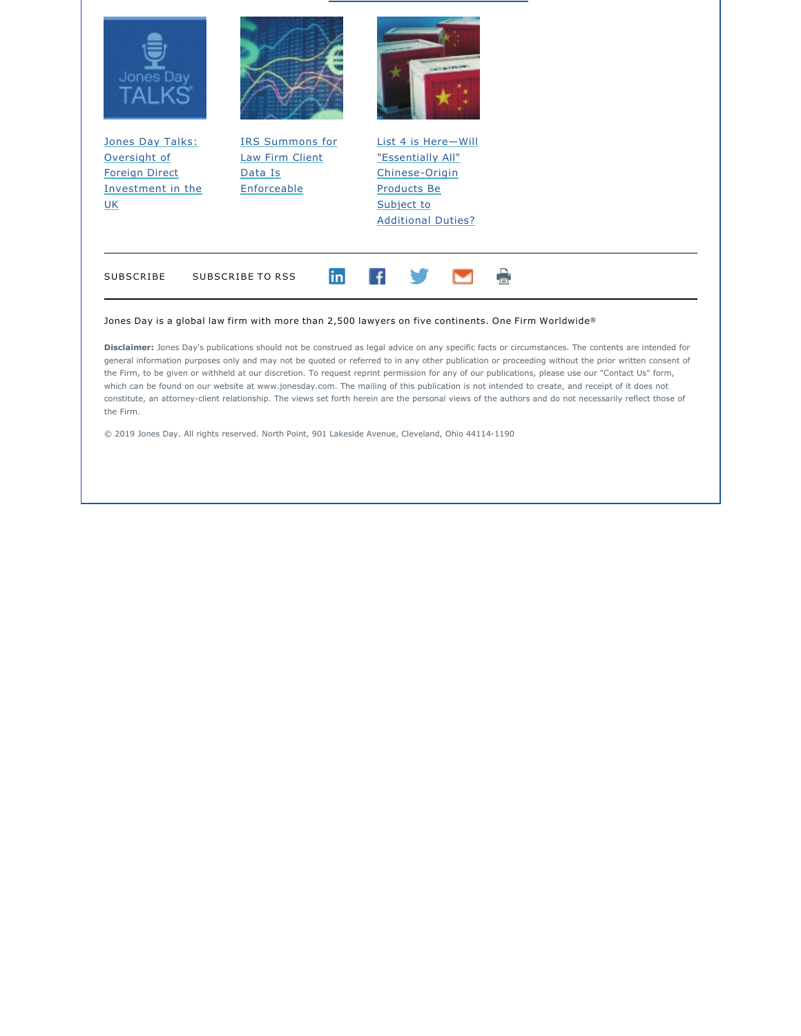[Jones Day Talks: Oversight of Foreign Direct Investment in the UK]

[IRS Summons for Law Firm Client Data Is Enforceable]

[List 4 is Here—Will "Essentially All" Chinese-Origin Products Be Subject to Additional Duties?]

---

SUBSCRIBE    SUBSCRIBE TO RSS

---

Jones Day is a global law firm with more than 2,500 lawyers on five continents. One Firm Worldwide®

**Disclaimer:** Jones Day's publications should not be construed as legal advice on any specific facts or circumstances. The contents are intended for general information purposes only and may not be quoted or referred to in any other publication or proceeding without the prior written consent of the Firm, to be given or withheld at our discretion. To request reprint permission for any of our publications, please use our "Contact Us" form, which can be found on our website at www.jonesday.com. The mailing of this publication is not intended to create, and receipt of it does not constitute, an attorney-client relationship. The views set forth herein are the personal views of the authors and do not necessarily reflect those of the Firm.

© 2019 Jones Day. All rights reserved. North Point, 901 Lakeside Avenue, Cleveland, Ohio 44114-1190